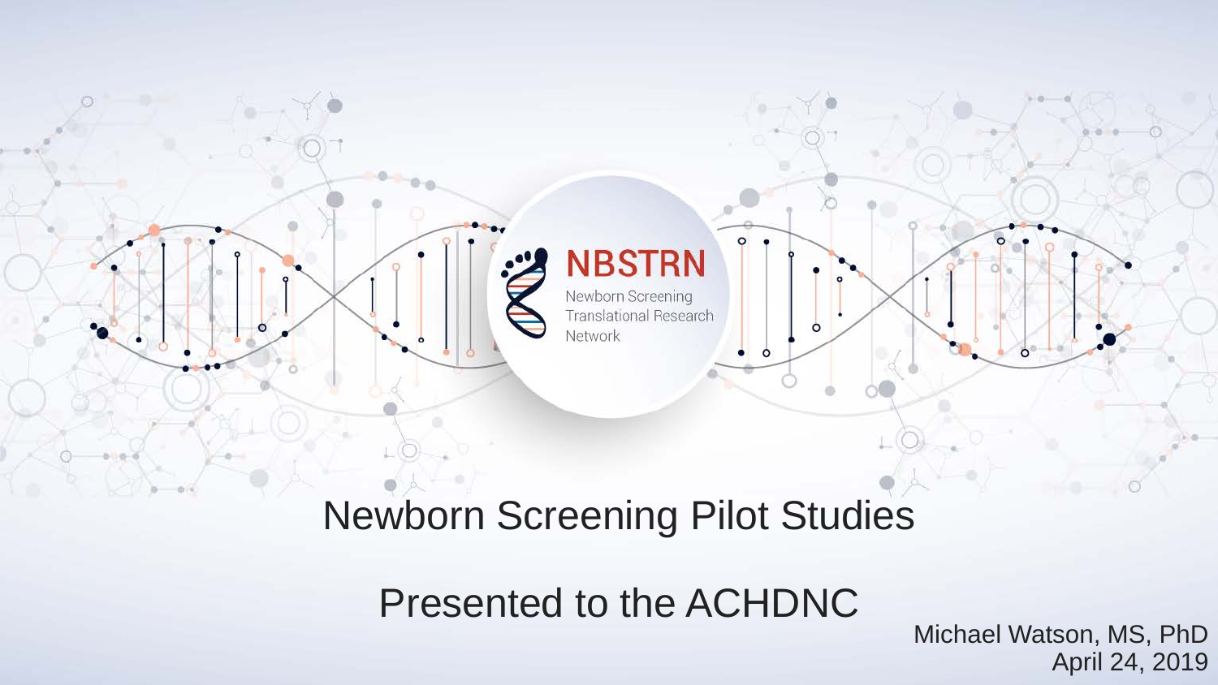NBSTRN

Newborn Screening Translational Research Network

# Newborn Screening Pilot Studies

## Presented to the ACHDNC

Michael Watson, MS, PhD

April 24, 2019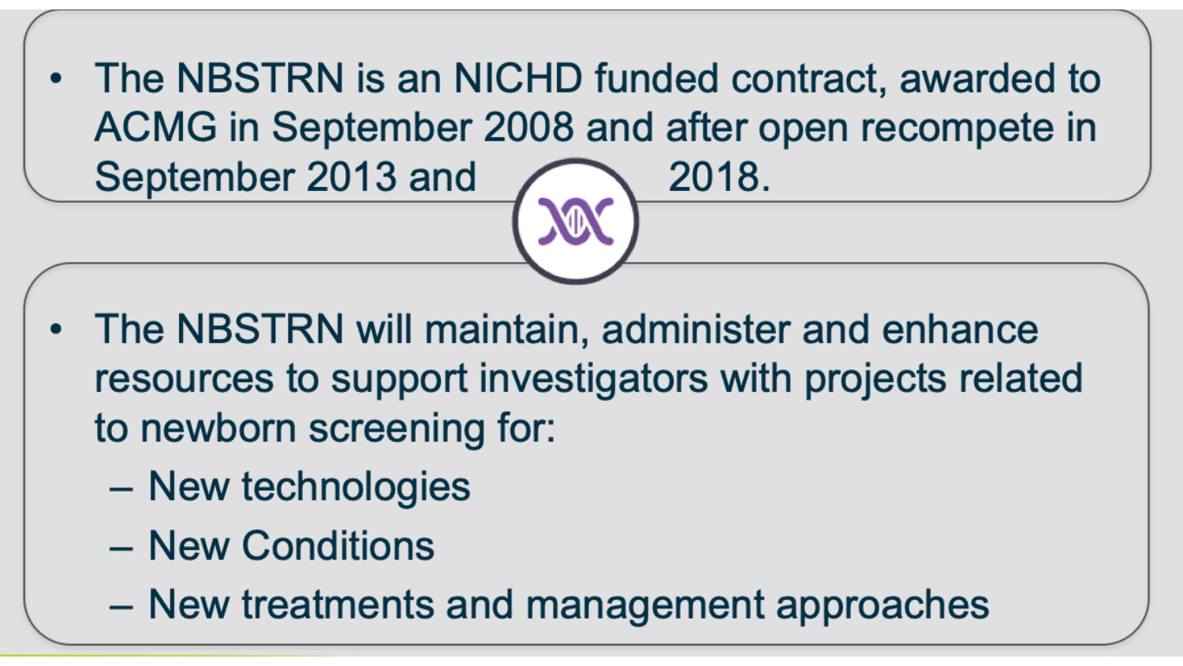- The NBSTRN is an NICHD funded contract, awarded to ACMG in September 2008 and after open recompete in September 2013 and 2018.

- The NBSTRN will maintain, administer and enhance resources to support investigators with projects related to newborn screening for:
  - New technologies
  - New Conditions
  - New treatments and management approaches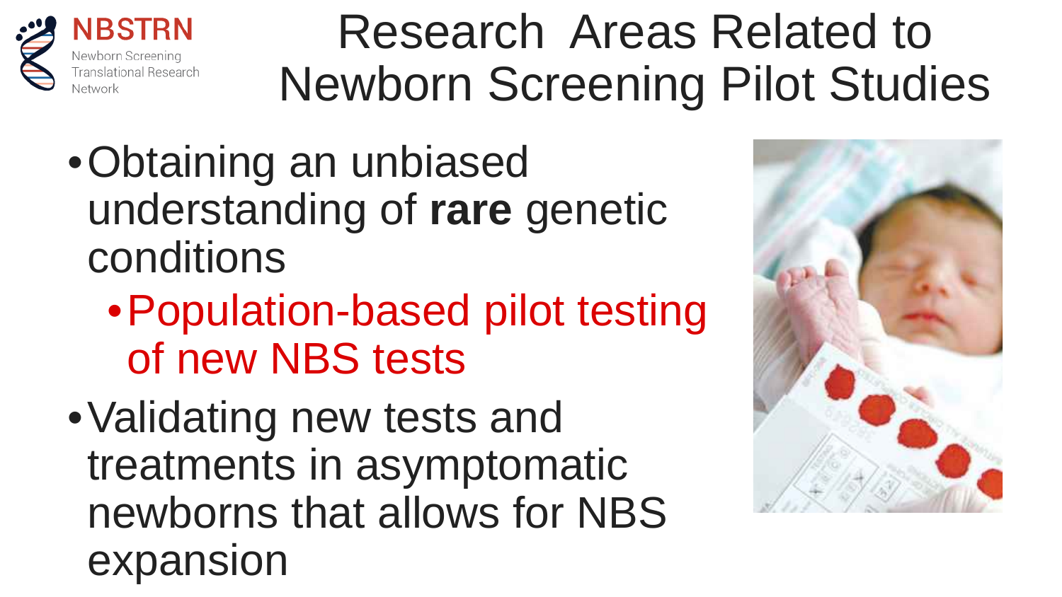# Research Areas Related to Newborn Screening Pilot Studies

- Obtaining an unbiased understanding of **rare** genetic conditions
  - Population-based pilot testing of new NBS tests
- Validating new tests and treatments in asymptomatic newborns that allows for NBS expansion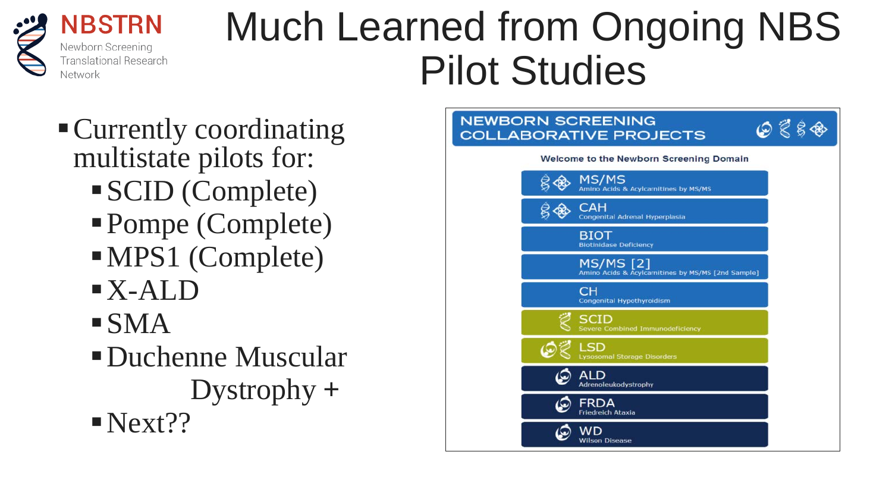# Much Learned from Ongoing NBS Pilot Studies

- Currently coordinating multistate pilots for:
  - SCID (Complete)
  - Pompe (Complete)
  - MPS1 (Complete)
  - X-ALD
  - SMA
  - Duchenne Muscular Dystrophy +
  - Next??

**NEWBORN SCREENING COLLABORATIVE PROJECTS**

Welcome to the Newborn Screening Domain

- MS/MS — Amino Acids & Acylcarnitines by MS/MS
- CAH — Congenital Adrenal Hyperplasia
- BIOT — Biotinidase Deficiency
- MS/MS [2] — Amino Acids & Acylcarnitines by MS/MS [2nd Sample]
- CH — Congenital Hypothyroidism
- SCID — Severe Combined Immunodeficiency
- LSD — Lysosomal Storage Disorders
- ALD — Adrenoleukodystrophy
- FRDA — Friedreich Ataxia
- WD — Wilson Disease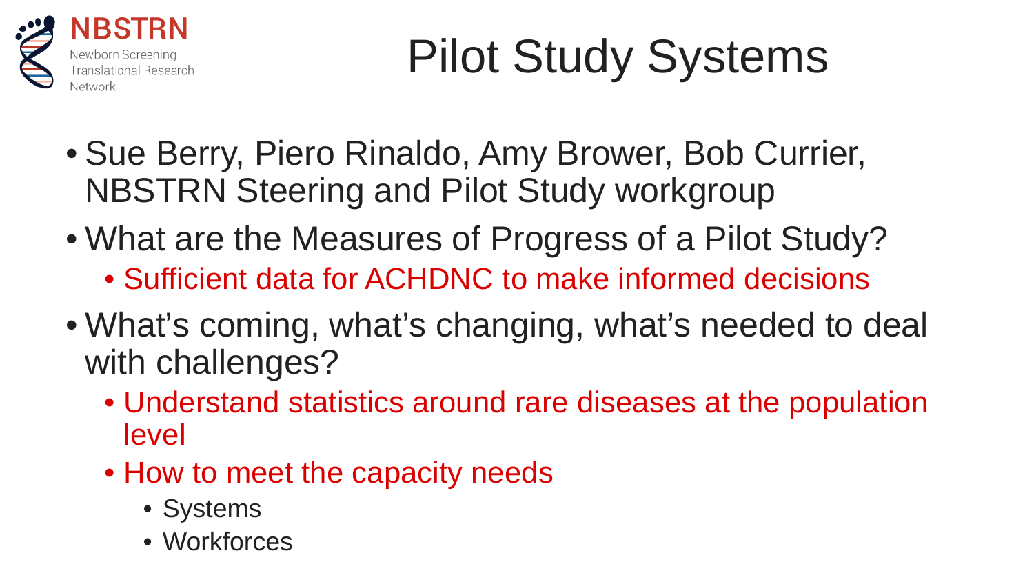# Pilot Study Systems

- Sue Berry, Piero Rinaldo, Amy Brower, Bob Currier, NBSTRN Steering and Pilot Study workgroup
- What are the Measures of Progress of a Pilot Study?
  - Sufficient data for ACHDNC to make informed decisions
- What's coming, what's changing, what's needed to deal with challenges?
  - Understand statistics around rare diseases at the population level
  - How to meet the capacity needs
    - Systems
    - Workforces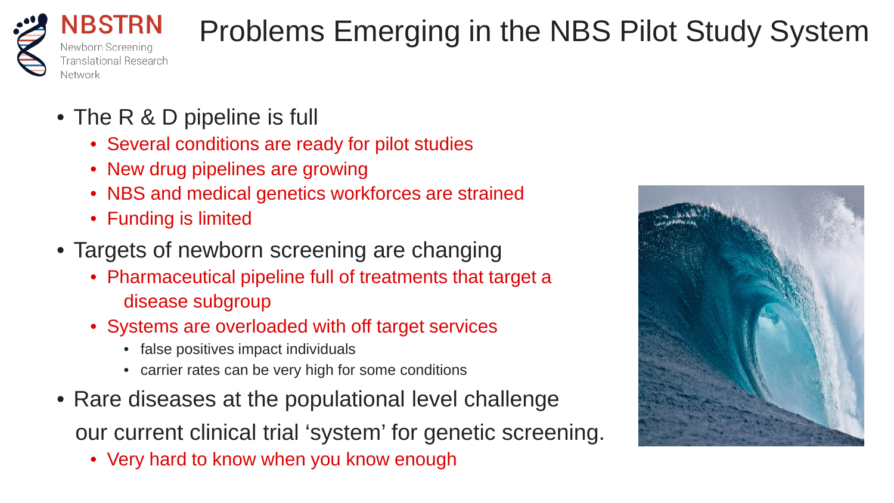# Problems Emerging in the NBS Pilot Study System

- The R & D pipeline is full
  - Several conditions are ready for pilot studies
  - New drug pipelines are growing
  - NBS and medical genetics workforces are strained
  - Funding is limited
- Targets of newborn screening are changing
  - Pharmaceutical pipeline full of treatments that target a disease subgroup
  - Systems are overloaded with off target services
    - false positives impact individuals
    - carrier rates can be very high for some conditions
- Rare diseases at the populational level challenge our current clinical trial 'system' for genetic screening.
  - Very hard to know when you know enough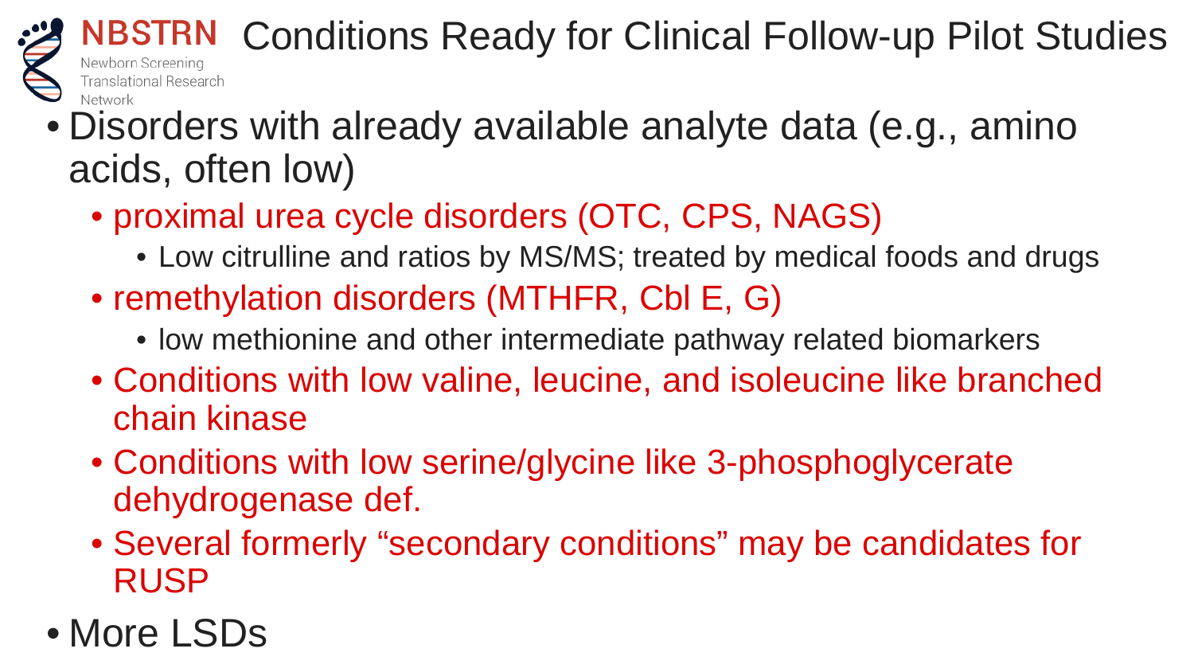# Conditions Ready for Clinical Follow-up Pilot Studies

- Disorders with already available analyte data (e.g., amino acids, often low)
  - proximal urea cycle disorders (OTC, CPS, NAGS)
    - Low citrulline and ratios by MS/MS; treated by medical foods and drugs
  - remethylation disorders (MTHFR, Cbl E, G)
    - low methionine and other intermediate pathway related biomarkers
  - Conditions with low valine, leucine, and isoleucine like branched chain kinase
  - Conditions with low serine/glycine like 3-phosphoglycerate dehydrogenase def.
  - Several formerly "secondary conditions" may be candidates for RUSP
- More LSDs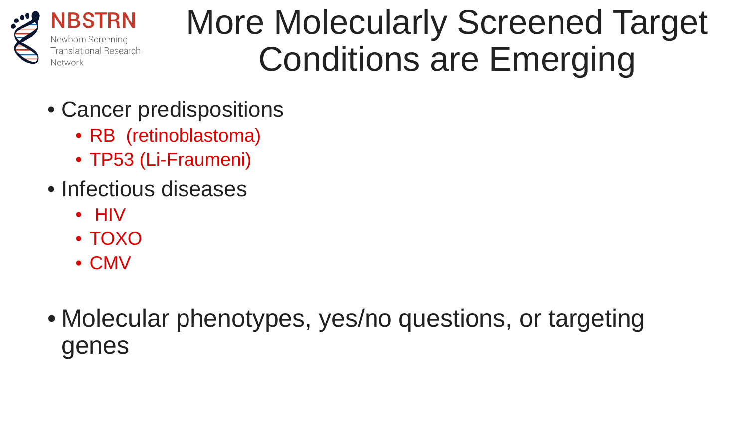# More Molecularly Screened Target Conditions are Emerging

- Cancer predispositions
  - RB (retinoblastoma)
  - TP53 (Li-Fraumeni)
- Infectious diseases
  - HIV
  - TOXO
  - CMV
- Molecular phenotypes, yes/no questions, or targeting genes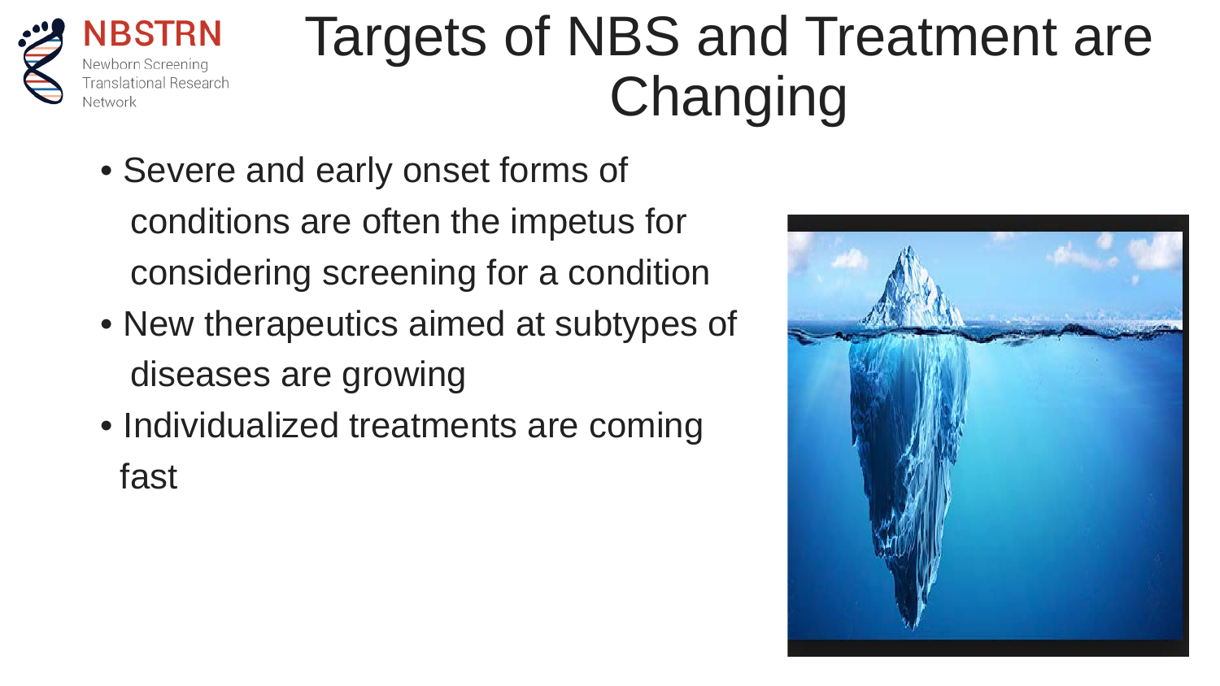# Targets of NBS and Treatment are Changing

- Severe and early onset forms of conditions are often the impetus for considering screening for a condition
- New therapeutics aimed at subtypes of diseases are growing
- Individualized treatments are coming fast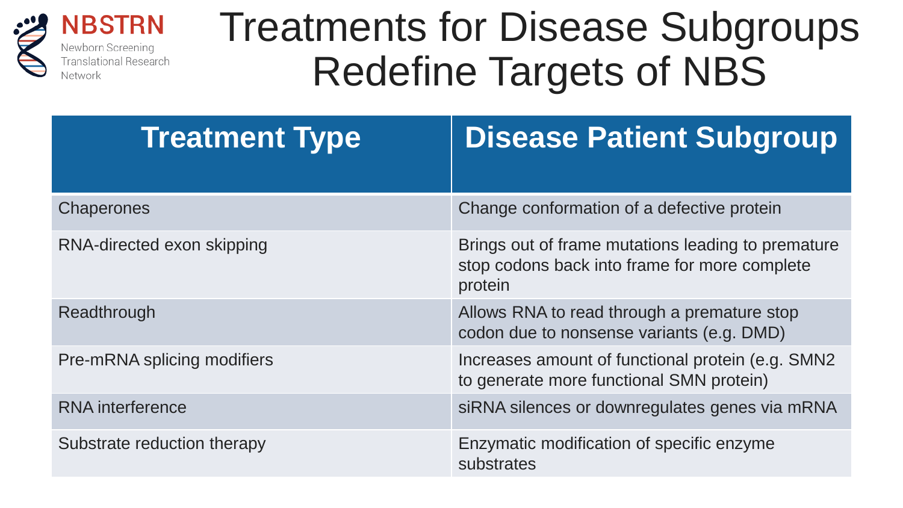# Treatments for Disease Subgroups Redefine Targets of NBS

| Treatment Type | Disease Patient Subgroup |
| --- | --- |
| Chaperones | Change conformation of a defective protein |
| RNA-directed exon skipping | Brings out of frame mutations leading to premature stop codons back into frame for more complete protein |
| Readthrough | Allows RNA to read through a premature stop codon due to nonsense variants (e.g. DMD) |
| Pre-mRNA splicing modifiers | Increases amount of functional protein (e.g. SMN2 to generate more functional SMN protein) |
| RNA interference | siRNA silences or downregulates genes via mRNA |
| Substrate reduction therapy | Enzymatic modification of specific enzyme substrates |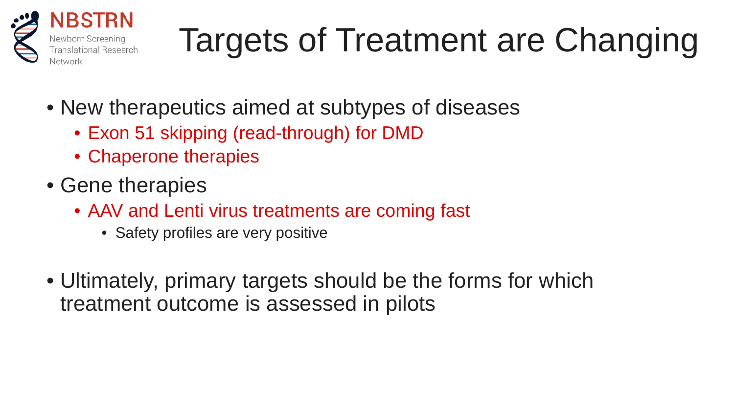# Targets of Treatment are Changing

- New therapeutics aimed at subtypes of diseases
  - Exon 51 skipping (read-through) for DMD
  - Chaperone therapies
- Gene therapies
  - AAV and Lenti virus treatments are coming fast
    - Safety profiles are very positive
- Ultimately, primary targets should be the forms for which treatment outcome is assessed in pilots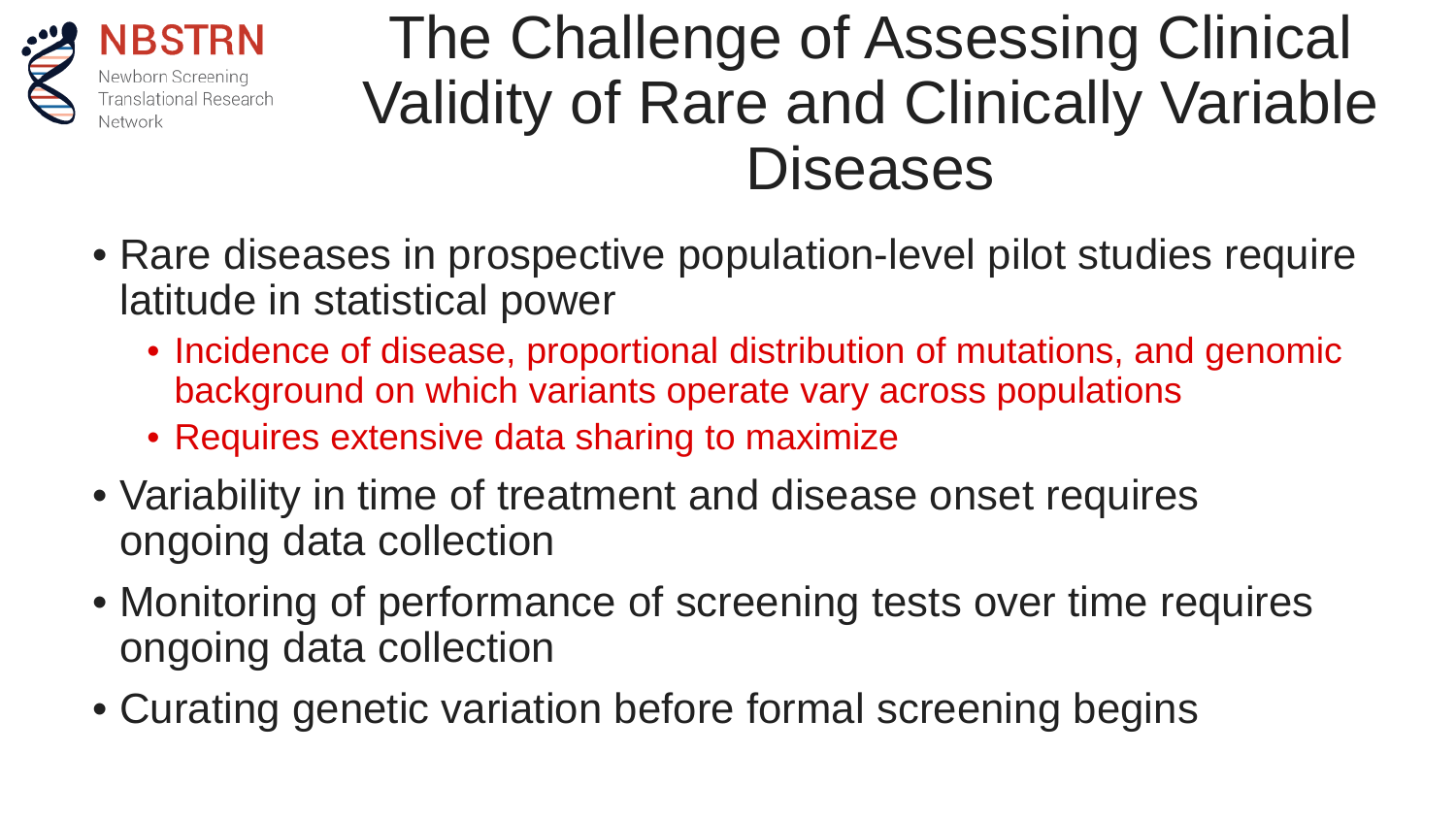# The Challenge of Assessing Clinical Validity of Rare and Clinically Variable Diseases

- Rare diseases in prospective population-level pilot studies require latitude in statistical power
  - Incidence of disease, proportional distribution of mutations, and genomic background on which variants operate vary across populations
  - Requires extensive data sharing to maximize
- Variability in time of treatment and disease onset requires ongoing data collection
- Monitoring of performance of screening tests over time requires ongoing data collection
- Curating genetic variation before formal screening begins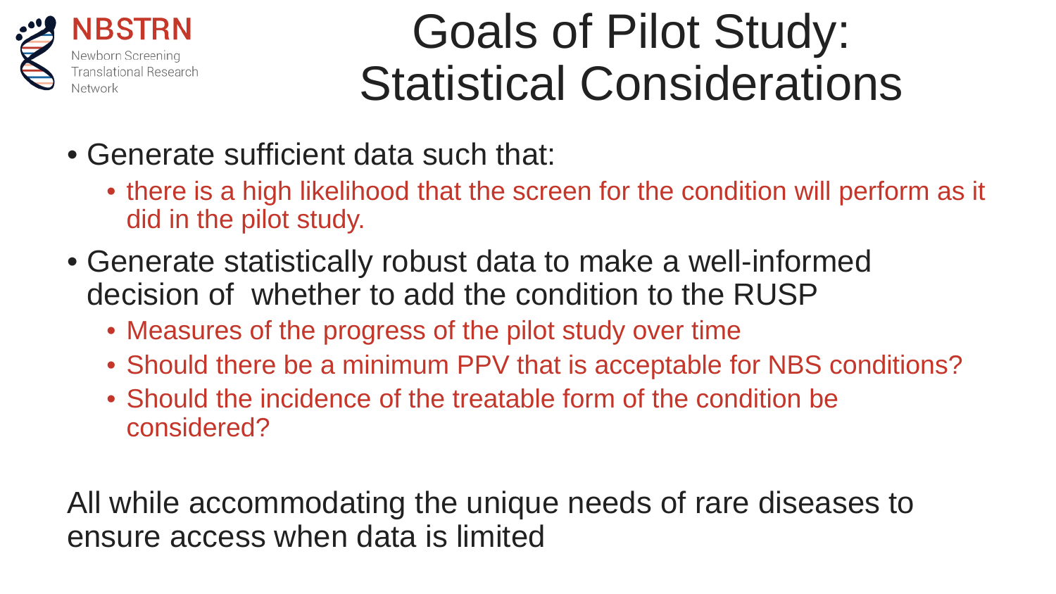# Goals of Pilot Study: Statistical Considerations

- Generate sufficient data such that:
  - there is a high likelihood that the screen for the condition will perform as it did in the pilot study.
- Generate statistically robust data to make a well-informed decision of whether to add the condition to the RUSP
  - Measures of the progress of the pilot study over time
  - Should there be a minimum PPV that is acceptable for NBS conditions?
  - Should the incidence of the treatable form of the condition be considered?

All while accommodating the unique needs of rare diseases to ensure access when data is limited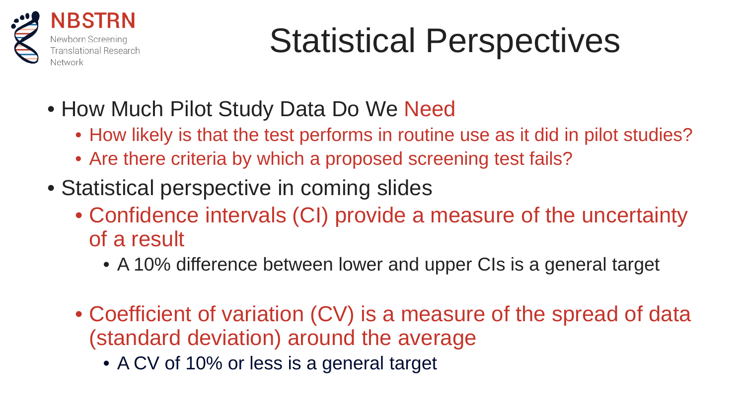# Statistical Perspectives

- How Much Pilot Study Data Do We Need
  - How likely is that the test performs in routine use as it did in pilot studies?
  - Are there criteria by which a proposed screening test fails?
- Statistical perspective in coming slides
  - Confidence intervals (CI) provide a measure of the uncertainty of a result
    - A 10% difference between lower and upper CIs is a general target
  - Coefficient of variation (CV) is a measure of the spread of data (standard deviation) around the average
    - A CV of 10% or less is a general target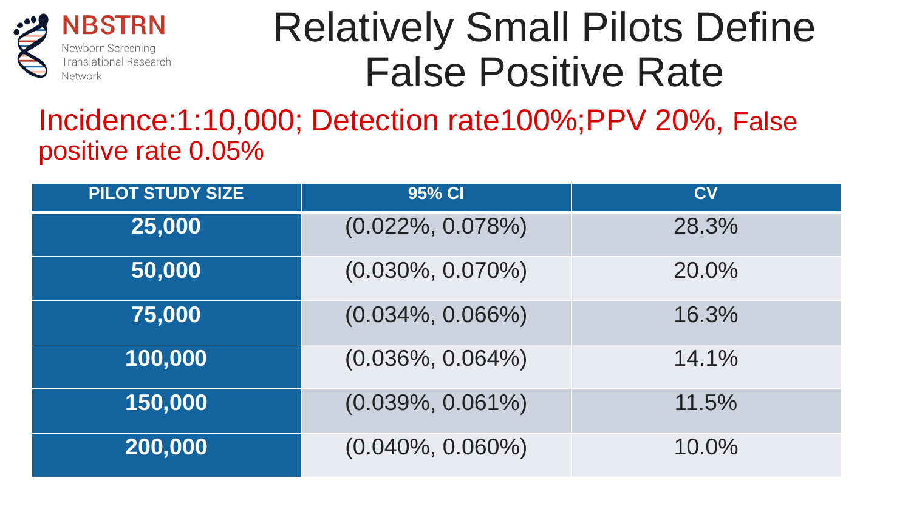# Relatively Small Pilots Define False Positive Rate

Incidence:1:10,000; Detection rate100%;PPV 20%, False positive rate 0.05%

| PILOT STUDY SIZE | 95% CI | CV |
|---|---|---|
| **25,000** | (0.022%, 0.078%) | 28.3% |
| **50,000** | (0.030%, 0.070%) | 20.0% |
| **75,000** | (0.034%, 0.066%) | 16.3% |
| **100,000** | (0.036%, 0.064%) | 14.1% |
| **150,000** | (0.039%, 0.061%) | 11.5% |
| **200,000** | (0.040%, 0.060%) | 10.0% |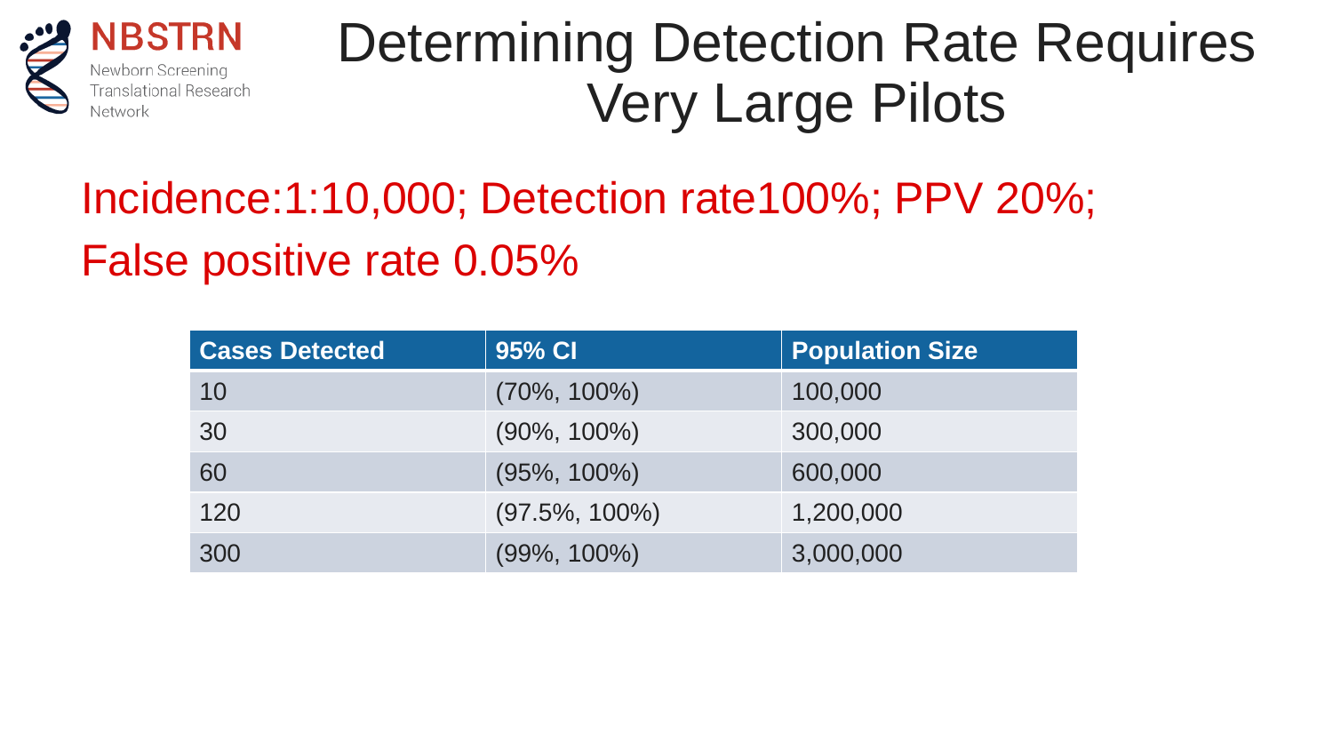# Determining Detection Rate Requires Very Large Pilots

Incidence:1:10,000; Detection rate100%; PPV 20%; False positive rate 0.05%

| Cases Detected | 95% CI | Population Size |
|---|---|---|
| 10 | (70%, 100%) | 100,000 |
| 30 | (90%, 100%) | 300,000 |
| 60 | (95%, 100%) | 600,000 |
| 120 | (97.5%, 100%) | 1,200,000 |
| 300 | (99%, 100%) | 3,000,000 |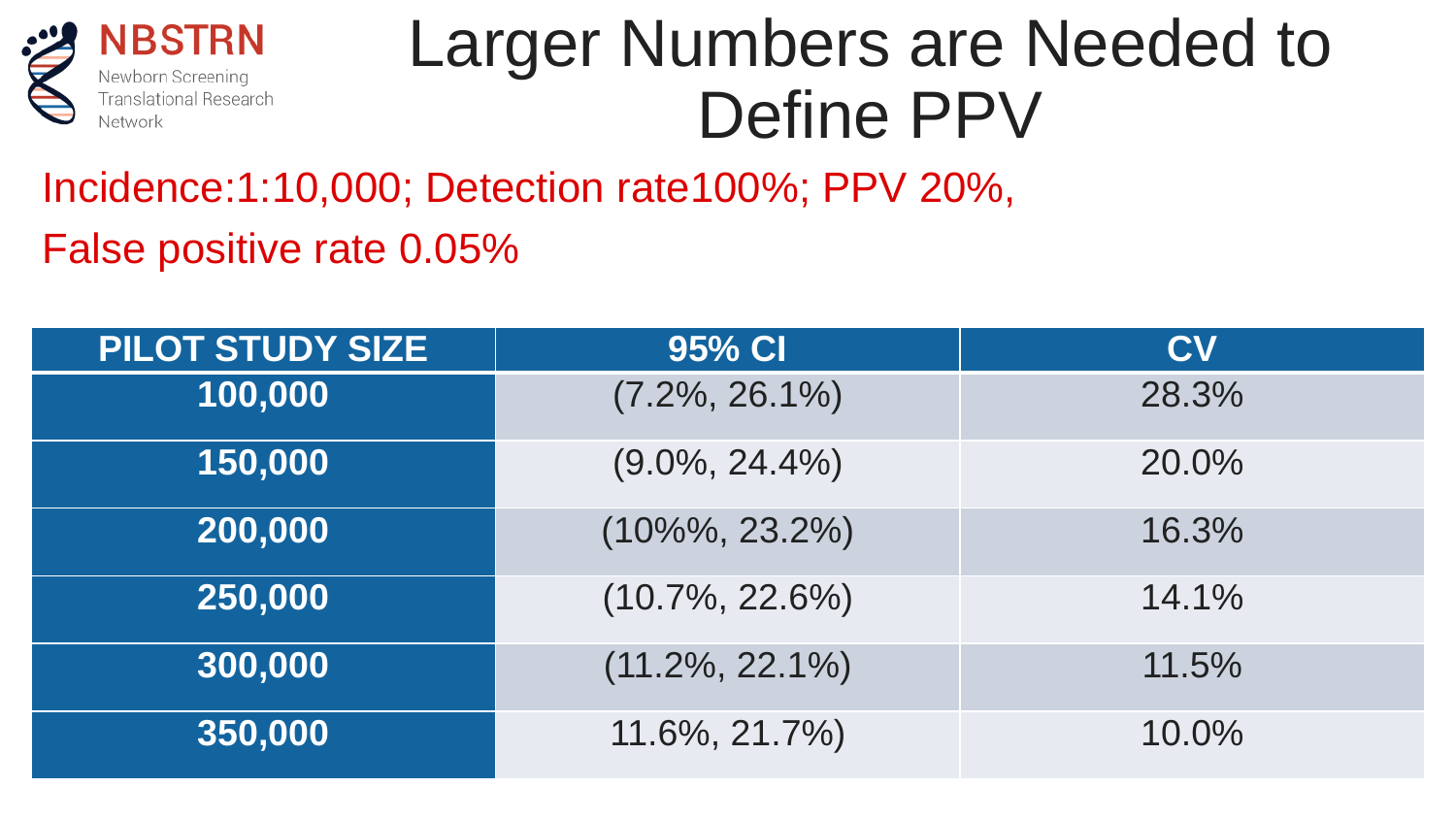# Larger Numbers are Needed to Define PPV

Incidence:1:10,000; Detection rate100%; PPV 20%,

False positive rate 0.05%

| PILOT STUDY SIZE | 95% CI | CV |
|---|---|---|
| **100,000** | (7.2%, 26.1%) | 28.3% |
| **150,000** | (9.0%, 24.4%) | 20.0% |
| **200,000** | (10%%, 23.2%) | 16.3% |
| **250,000** | (10.7%, 22.6%) | 14.1% |
| **300,000** | (11.2%, 22.1%) | 11.5% |
| **350,000** | 11.6%, 21.7%) | 10.0% |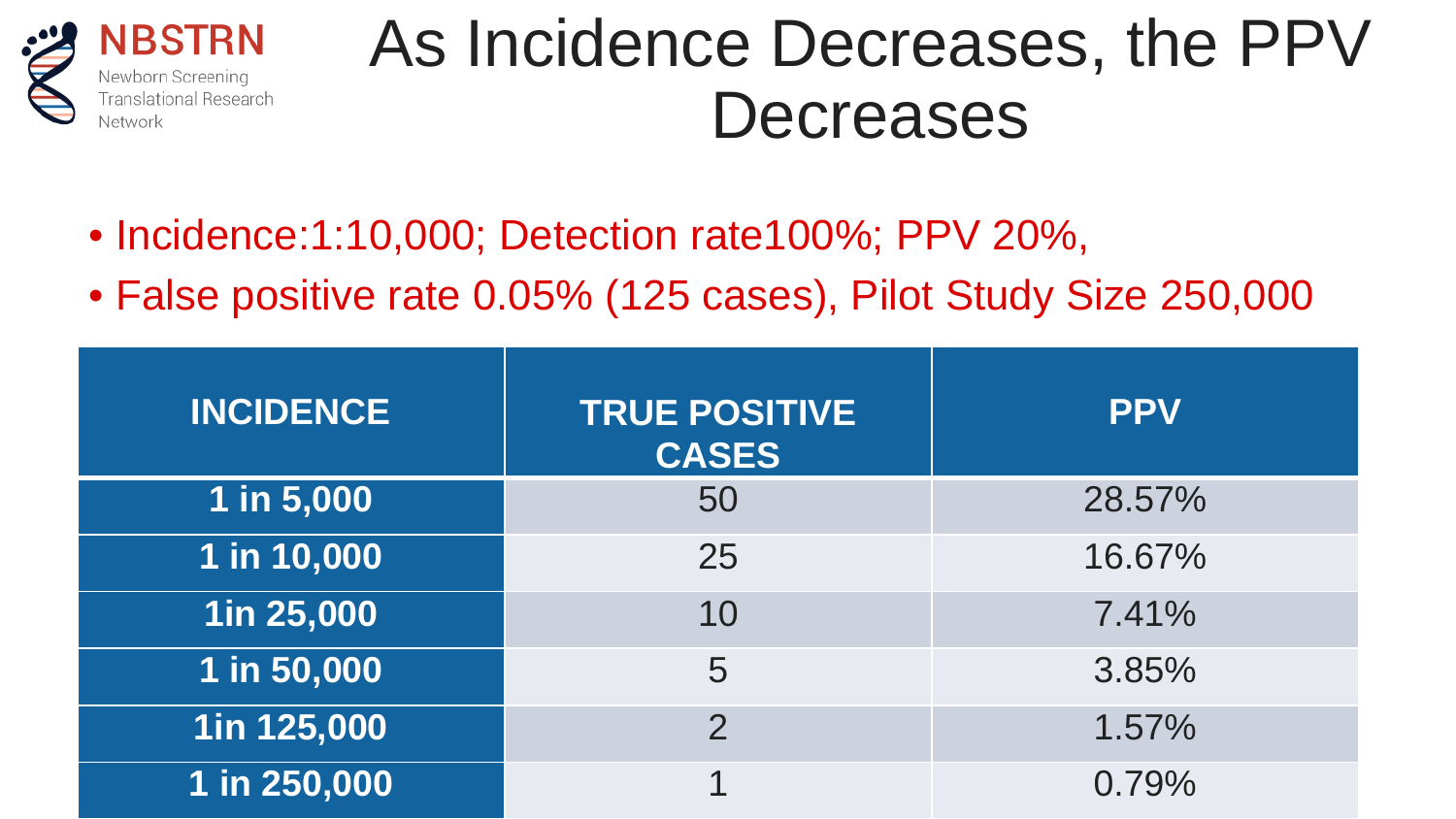# As Incidence Decreases, the PPV Decreases

- Incidence:1:10,000; Detection rate100%; PPV 20%,
- False positive rate 0.05% (125 cases), Pilot Study Size 250,000

| INCIDENCE | TRUE POSITIVE CASES | PPV |
|---|---|---|
| 1 in 5,000 | 50 | 28.57% |
| 1 in 10,000 | 25 | 16.67% |
| 1in 25,000 | 10 | 7.41% |
| 1 in 50,000 | 5 | 3.85% |
| 1in 125,000 | 2 | 1.57% |
| 1 in 250,000 | 1 | 0.79% |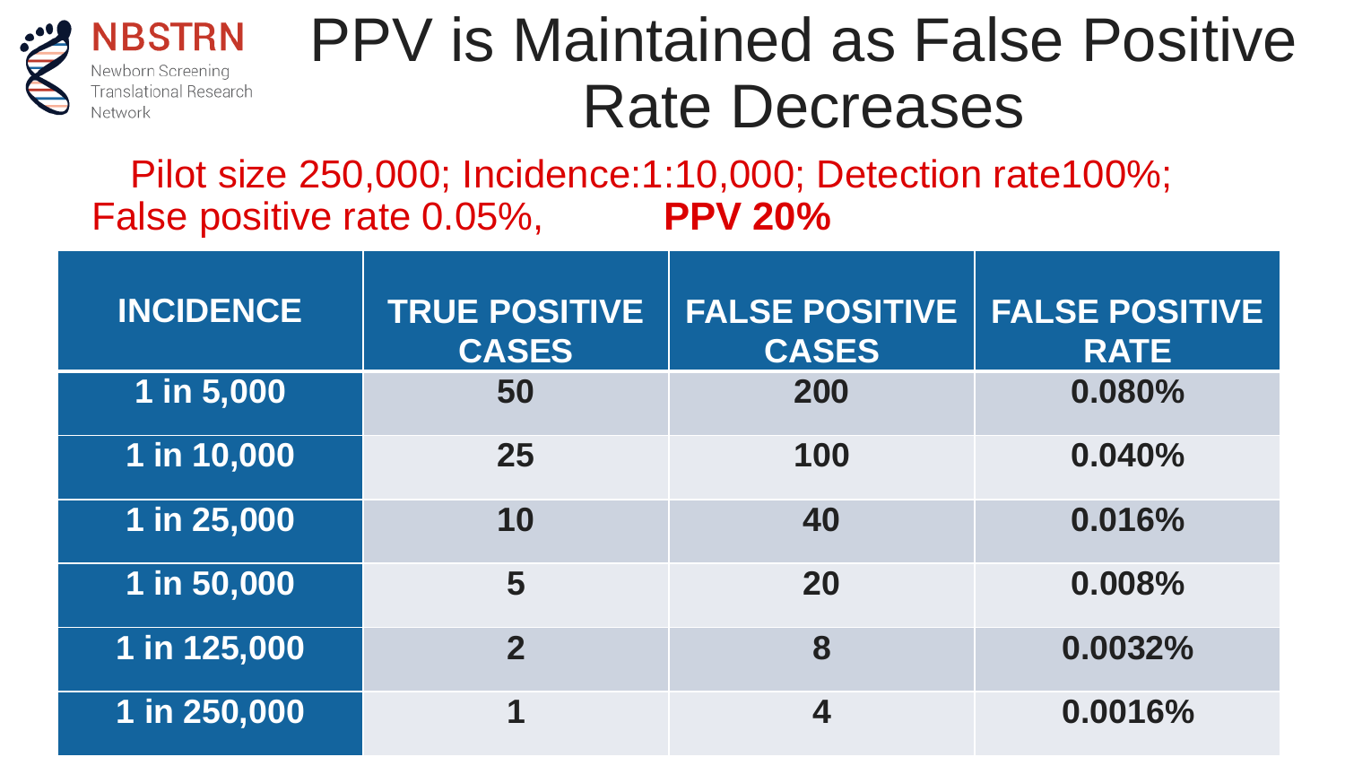# PPV is Maintained as False Positive Rate Decreases

Pilot size 250,000; Incidence:1:10,000; Detection rate100%; False positive rate 0.05%, **PPV 20%**

| INCIDENCE | TRUE POSITIVE CASES | FALSE POSITIVE CASES | FALSE POSITIVE RATE |
|---|---|---|---|
| 1 in 5,000 | 50 | 200 | 0.080% |
| 1 in 10,000 | 25 | 100 | 0.040% |
| 1 in 25,000 | 10 | 40 | 0.016% |
| 1 in 50,000 | 5 | 20 | 0.008% |
| 1 in 125,000 | 2 | 8 | 0.0032% |
| 1 in 250,000 | 1 | 4 | 0.0016% |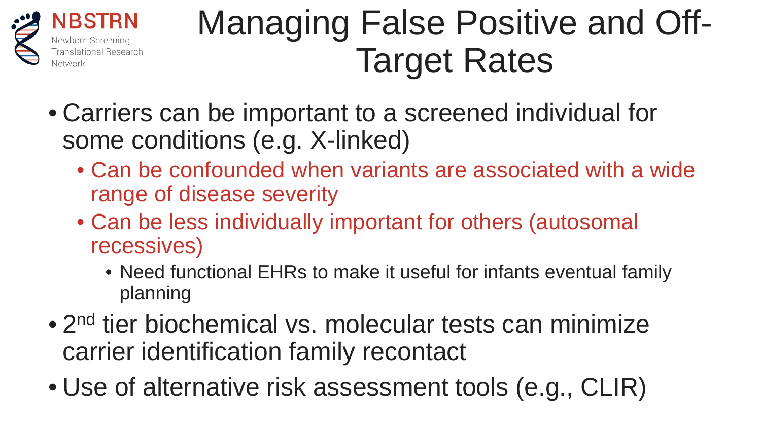# Managing False Positive and Off-Target Rates

- Carriers can be important to a screened individual for some conditions (e.g. X-linked)
  - Can be confounded when variants are associated with a wide range of disease severity
  - Can be less individually important for others (autosomal recessives)
    - Need functional EHRs to make it useful for infants eventual family planning
- 2nd tier biochemical vs. molecular tests can minimize carrier identification family recontact
- Use of alternative risk assessment tools (e.g., CLIR)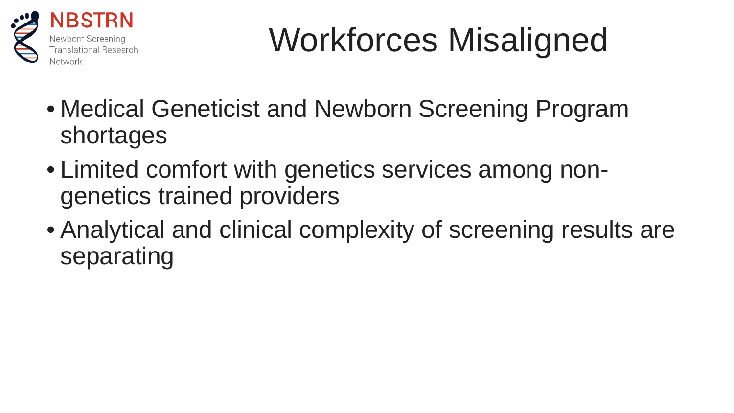# Workforces Misaligned

- Medical Geneticist and Newborn Screening Program shortages
- Limited comfort with genetics services among non-genetics trained providers
- Analytical and clinical complexity of screening results are separating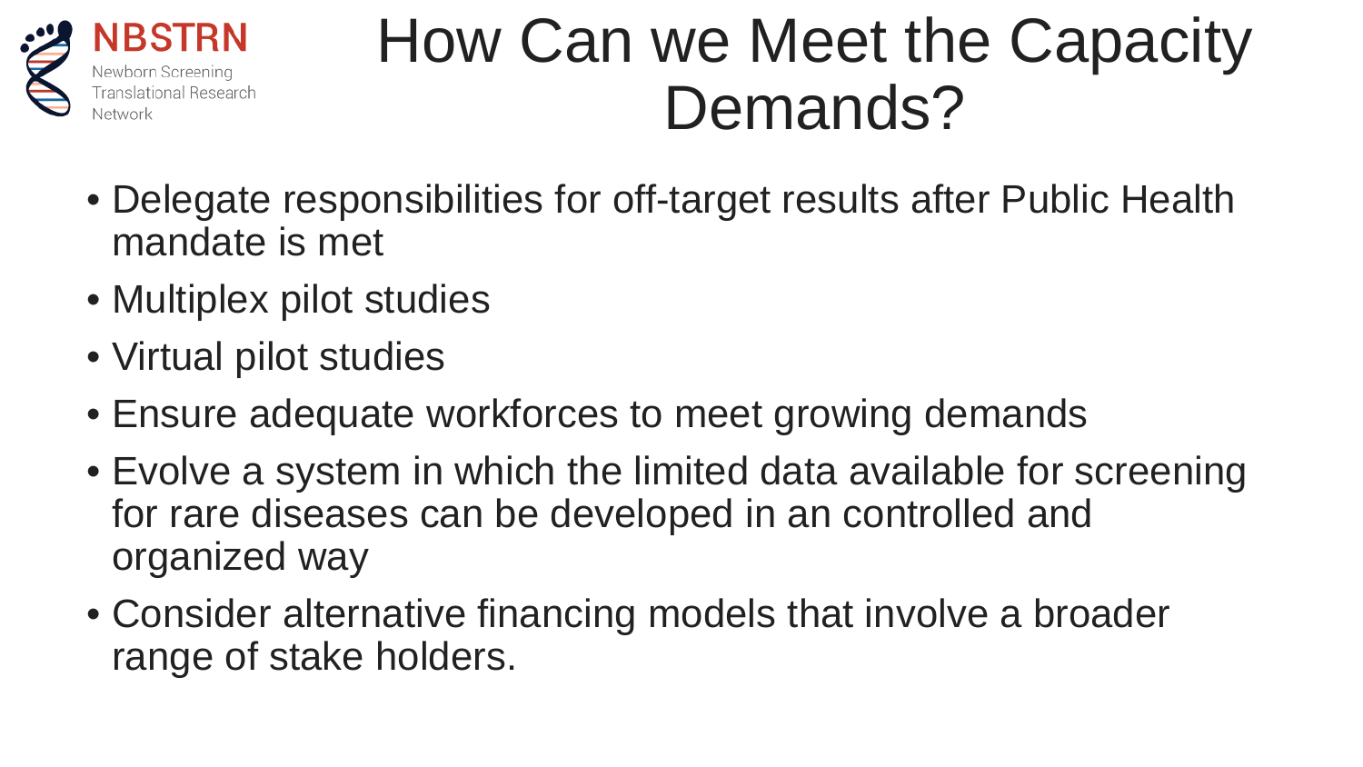# How Can we Meet the Capacity Demands?

- Delegate responsibilities for off-target results after Public Health mandate is met
- Multiplex pilot studies
- Virtual pilot studies
- Ensure adequate workforces to meet growing demands
- Evolve a system in which the limited data available for screening for rare diseases can be developed in an controlled and organized way
- Consider alternative financing models that involve a broader range of stake holders.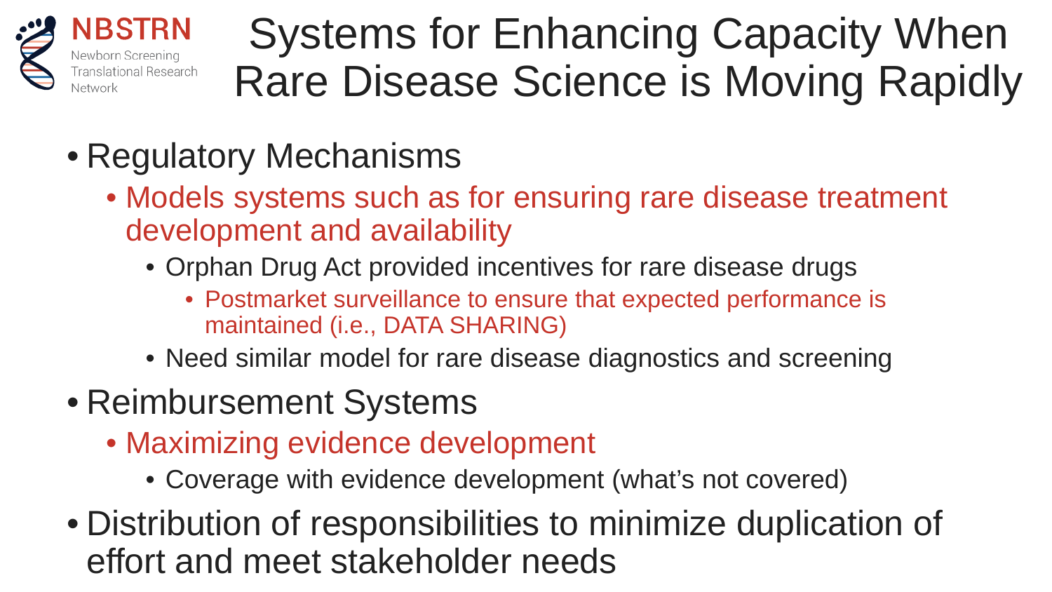# Systems for Enhancing Capacity When Rare Disease Science is Moving Rapidly

- Regulatory Mechanisms
  - Models systems such as for ensuring rare disease treatment development and availability
    - Orphan Drug Act provided incentives for rare disease drugs
      - Postmarket surveillance to ensure that expected performance is maintained (i.e., DATA SHARING)
    - Need similar model for rare disease diagnostics and screening
- Reimbursement Systems
  - Maximizing evidence development
    - Coverage with evidence development (what's not covered)
- Distribution of responsibilities to minimize duplication of effort and meet stakeholder needs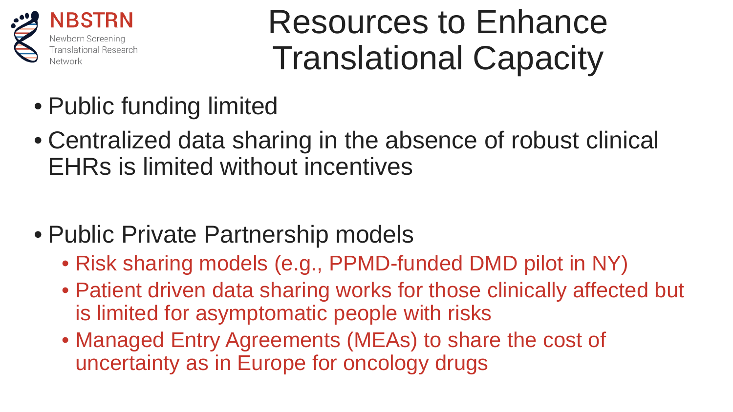# Resources to Enhance Translational Capacity

- Public funding limited
- Centralized data sharing in the absence of robust clinical EHRs is limited without incentives

- Public Private Partnership models
  - Risk sharing models (e.g., PPMD-funded DMD pilot in NY)
  - Patient driven data sharing works for those clinically affected but is limited for asymptomatic people with risks
  - Managed Entry Agreements (MEAs) to share the cost of uncertainty as in Europe for oncology drugs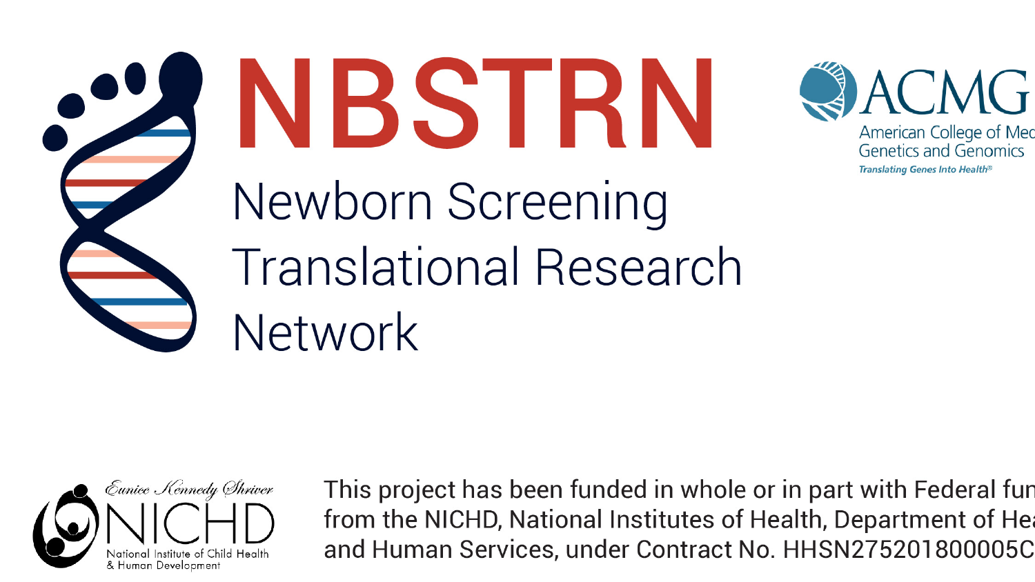# NBSTRN

Newborn Screening Translational Research Network

ACMG

American College of Med

Genetics and Genomics

*Translating Genes Into Health®*

*Eunice Kennedy Shriver* NICHD

National Institute of Child Health & Human Development

This project has been funded in whole or in part with Federal fun from the NICHD, National Institutes of Health, Department of Hea and Human Services, under Contract No. HHSN275201800005C